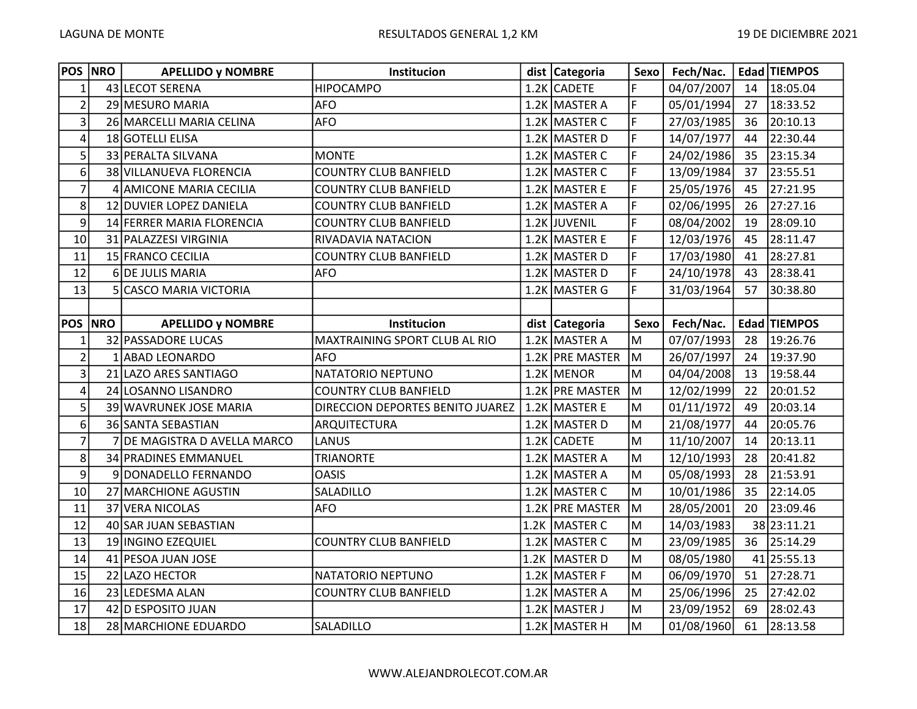LAGUNA DE MONTE — RESULTADOS GENERAL 1,2 KM — 19 DE DICIEMBRE 2021

| POS | NRO | APELLIDO y NOMBRE | Institucion | dist | Categoria | Sexo | Fech/Nac. | Edad | TIEMPOS |
|---|---|---|---|---|---|---|---|---|---|
| 1 | 43 | LECOT SERENA | HIPOCAMPO | 1.2K | CADETE | F | 04/07/2007 | 14 | 18:05.04 |
| 2 | 29 | MESURO MARIA | AFO | 1.2K | MASTER A | F | 05/01/1994 | 27 | 18:33.52 |
| 3 | 26 | MARCELLI MARIA CELINA | AFO | 1.2K | MASTER C | F | 27/03/1985 | 36 | 20:10.13 |
| 4 | 18 | GOTELLI ELISA | | 1.2K | MASTER D | F | 14/07/1977 | 44 | 22:30.44 |
| 5 | 33 | PERALTA SILVANA | MONTE | 1.2K | MASTER C | F | 24/02/1986 | 35 | 23:15.34 |
| 6 | 38 | VILLANUEVA FLORENCIA | COUNTRY CLUB BANFIELD | 1.2K | MASTER C | F | 13/09/1984 | 37 | 23:55.51 |
| 7 | 4 | AMICONE MARIA CECILIA | COUNTRY CLUB BANFIELD | 1.2K | MASTER E | F | 25/05/1976 | 45 | 27:21.95 |
| 8 | 12 | DUVIER LOPEZ DANIELA | COUNTRY CLUB BANFIELD | 1.2K | MASTER A | F | 02/06/1995 | 26 | 27:27.16 |
| 9 | 14 | FERRER MARIA FLORENCIA | COUNTRY CLUB BANFIELD | 1.2K | JUVENIL | F | 08/04/2002 | 19 | 28:09.10 |
| 10 | 31 | PALAZZESI VIRGINIA | RIVADAVIA NATACION | 1.2K | MASTER E | F | 12/03/1976 | 45 | 28:11.47 |
| 11 | 15 | FRANCO CECILIA | COUNTRY CLUB BANFIELD | 1.2K | MASTER D | F | 17/03/1980 | 41 | 28:27.81 |
| 12 | 6 | DE JULIS MARIA | AFO | 1.2K | MASTER D | F | 24/10/1978 | 43 | 28:38.41 |
| 13 | 5 | CASCO MARIA VICTORIA | | 1.2K | MASTER G | F | 31/03/1964 | 57 | 30:38.80 |

| POS | NRO | APELLIDO y NOMBRE | Institucion | dist | Categoria | Sexo | Fech/Nac. | Edad | TIEMPOS |
|---|---|---|---|---|---|---|---|---|---|
| 1 | 32 | PASSADORE LUCAS | MAXTRAINING SPORT CLUB AL RIO | 1.2K | MASTER A | M | 07/07/1993 | 28 | 19:26.76 |
| 2 | 1 | ABAD LEONARDO | AFO | 1.2K | PRE MASTER | M | 26/07/1997 | 24 | 19:37.90 |
| 3 | 21 | LAZO ARES SANTIAGO | NATATORIO NEPTUNO | 1.2K | MENOR | M | 04/04/2008 | 13 | 19:58.44 |
| 4 | 24 | LOSANNO LISANDRO | COUNTRY CLUB BANFIELD | 1.2K | PRE MASTER | M | 12/02/1999 | 22 | 20:01.52 |
| 5 | 39 | WAVRUNEK JOSE MARIA | DIRECCION DEPORTES BENITO JUAREZ | 1.2K | MASTER E | M | 01/11/1972 | 49 | 20:03.14 |
| 6 | 36 | SANTA SEBASTIAN | ARQUITECTURA | 1.2K | MASTER D | M | 21/08/1977 | 44 | 20:05.76 |
| 7 | 7 | DE MAGISTRA D AVELLA MARCO | LANUS | 1.2K | CADETE | M | 11/10/2007 | 14 | 20:13.11 |
| 8 | 34 | PRADINES EMMANUEL | TRIANORTE | 1.2K | MASTER A | M | 12/10/1993 | 28 | 20:41.82 |
| 9 | 9 | DONADELLO FERNANDO | OASIS | 1.2K | MASTER A | M | 05/08/1993 | 28 | 21:53.91 |
| 10 | 27 | MARCHIONE AGUSTIN | SALADILLO | 1.2K | MASTER C | M | 10/01/1986 | 35 | 22:14.05 |
| 11 | 37 | VERA NICOLAS | AFO | 1.2K | PRE MASTER | M | 28/05/2001 | 20 | 23:09.46 |
| 12 | 40 | SAR JUAN SEBASTIAN | | 1.2K | MASTER C | M | 14/03/1983 | 38 | 23:11.21 |
| 13 | 19 | INGINO EZEQUIEL | COUNTRY CLUB BANFIELD | 1.2K | MASTER C | M | 23/09/1985 | 36 | 25:14.29 |
| 14 | 41 | PESOA JUAN JOSE | | 1.2K | MASTER D | M | 08/05/1980 | 41 | 25:55.13 |
| 15 | 22 | LAZO HECTOR | NATATORIO NEPTUNO | 1.2K | MASTER F | M | 06/09/1970 | 51 | 27:28.71 |
| 16 | 23 | LEDESMA ALAN | COUNTRY CLUB BANFIELD | 1.2K | MASTER A | M | 25/06/1996 | 25 | 27:42.02 |
| 17 | 42 | D ESPOSITO JUAN | | 1.2K | MASTER J | M | 23/09/1952 | 69 | 28:02.43 |
| 18 | 28 | MARCHIONE EDUARDO | SALADILLO | 1.2K | MASTER H | M | 01/08/1960 | 61 | 28:13.58 |

WWW.ALEJANDROLECOT.COM.AR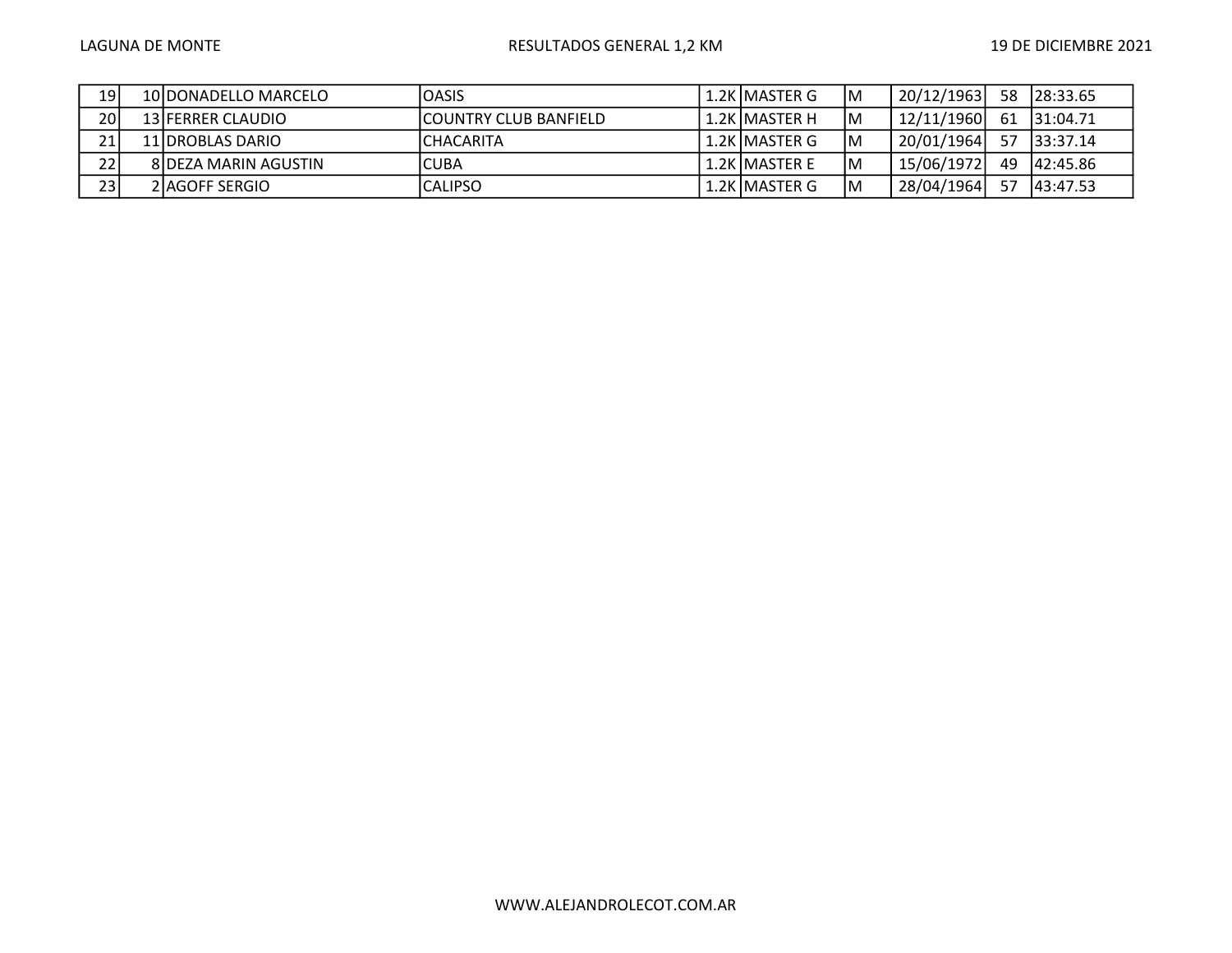| | | | | | | | | | |
|---|---|---|---|---|---|---|---|---|---|
| 19 | 10 | DONADELLO MARCELO | OASIS | 1.2K | MASTER G | M | 20/12/1963 | 58 | 28:33.65 |
| 20 | 13 | FERRER CLAUDIO | COUNTRY CLUB BANFIELD | 1.2K | MASTER H | M | 12/11/1960 | 61 | 31:04.71 |
| 21 | 11 | DROBLAS DARIO | CHACARITA | 1.2K | MASTER G | M | 20/01/1964 | 57 | 33:37.14 |
| 22 | 8 | DEZA MARIN AGUSTIN | CUBA | 1.2K | MASTER E | M | 15/06/1972 | 49 | 42:45.86 |
| 23 | 2 | AGOFF SERGIO | CALIPSO | 1.2K | MASTER G | M | 28/04/1964 | 57 | 43:47.53 |